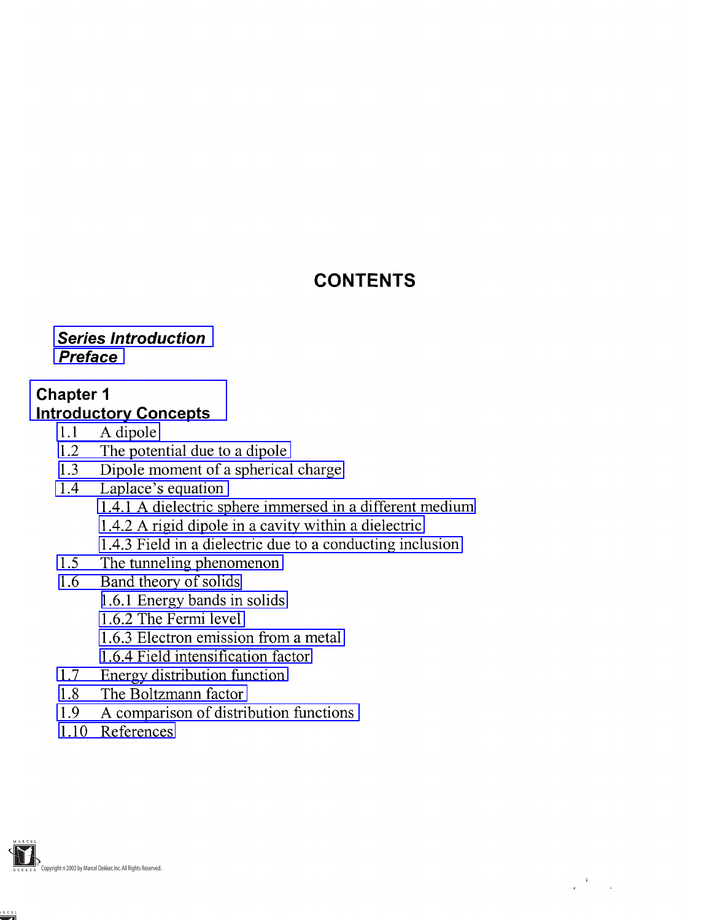# CONTENTS

***Series Introduction***

***Preface***

## Chapter 1
## Introductory Concepts

1.1 A dipole

1.2 The potential due to a dipole

1.3 Dipole moment of a spherical charge

1.4 Laplace's equation

- 1.4.1 A dielectric sphere immersed in a different medium
- 1.4.2 A rigid dipole in a cavity within a dielectric
- 1.4.3 Field in a dielectric due to a conducting inclusion

1.5 The tunneling phenomenon

1.6 Band theory of solids

- 1.6.1 Energy bands in solids
- 1.6.2 The Fermi level
- 1.6.3 Electron emission from a metal
- 1.6.4 Field intensification factor

1.7 Energy distribution function

1.8 The Boltzmann factor

1.9 A comparison of distribution functions

1.10 References

Copyright n 2003 by Marcel Dekker, Inc. All Rights Reserved.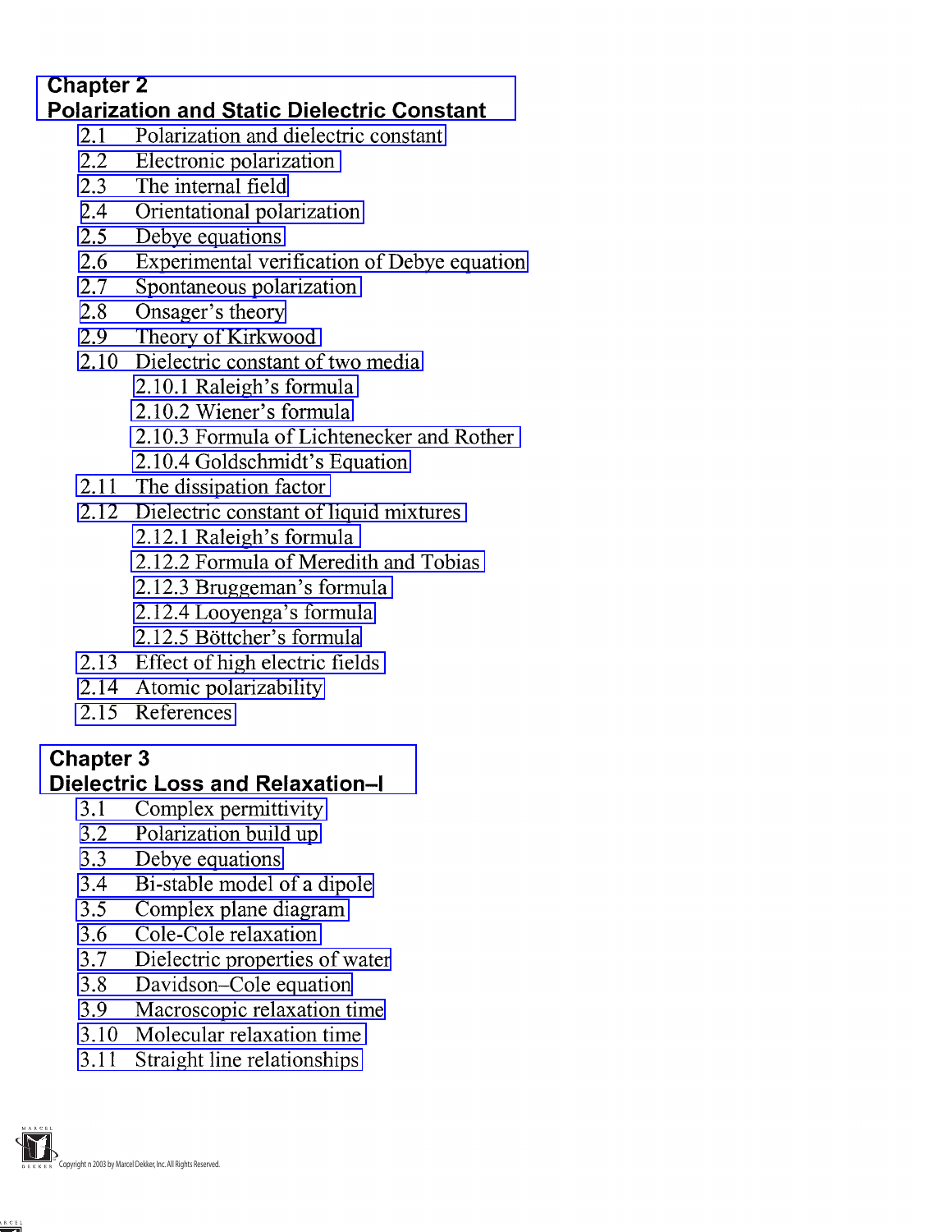## Chapter 2
## Polarization and Static Dielectric Constant

2.1 Polarization and dielectric constant
2.2 Electronic polarization
2.3 The internal field
2.4 Orientational polarization
2.5 Debye equations
2.6 Experimental verification of Debye equation
2.7 Spontaneous polarization
2.8 Onsager's theory
2.9 Theory of Kirkwood
2.10 Dielectric constant of two media
  2.10.1 Raleigh's formula
  2.10.2 Wiener's formula
  2.10.3 Formula of Lichtenecker and Rother
  2.10.4 Goldschmidt's Equation
2.11 The dissipation factor
2.12 Dielectric constant of liquid mixtures
  2.12.1 Raleigh's formula
  2.12.2 Formula of Meredith and Tobias
  2.12.3 Bruggeman's formula
  2.12.4 Looyenga's formula
  2.12.5 Böttcher's formula
2.13 Effect of high electric fields
2.14 Atomic polarizability
2.15 References

## Chapter 3
## Dielectric Loss and Relaxation–I

3.1 Complex permittivity
3.2 Polarization build up
3.3 Debye equations
3.4 Bi-stable model of a dipole
3.5 Complex plane diagram
3.6 Cole-Cole relaxation
3.7 Dielectric properties of water
3.8 Davidson–Cole equation
3.9 Macroscopic relaxation time
3.10 Molecular relaxation time
3.11 Straight line relationships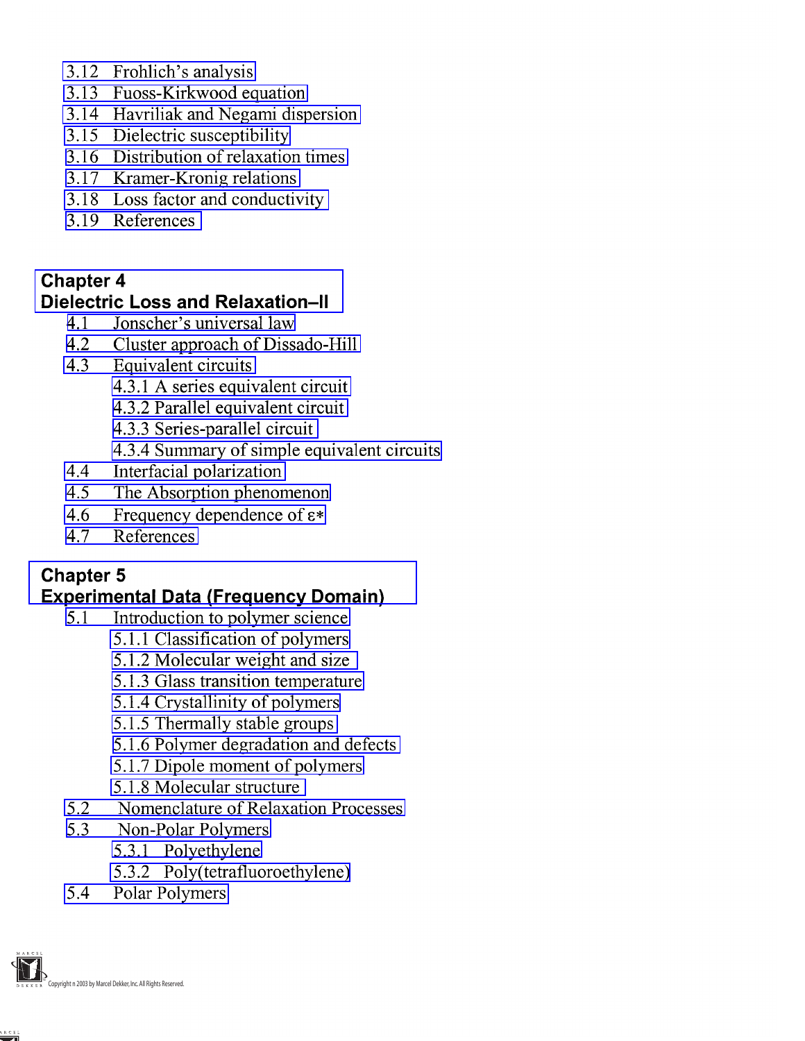3.12 Frohlich's analysis
3.13 Fuoss-Kirkwood equation
3.14 Havriliak and Negami dispersion
3.15 Dielectric susceptibility
3.16 Distribution of relaxation times
3.17 Kramer-Kronig relations
3.18 Loss factor and conductivity
3.19 References

## Chapter 4
## Dielectric Loss and Relaxation–II

4.1 Jonscher's universal law
4.2 Cluster approach of Dissado-Hill
4.3 Equivalent circuits
- 4.3.1 A series equivalent circuit
- 4.3.2 Parallel equivalent circuit
- 4.3.3 Series-parallel circuit
- 4.3.4 Summary of simple equivalent circuits

4.4 Interfacial polarization
4.5 The Absorption phenomenon
4.6 Frequency dependence of ε*
4.7 References

## Chapter 5
## Experimental Data (Frequency Domain)

5.1 Introduction to polymer science
- 5.1.1 Classification of polymers
- 5.1.2 Molecular weight and size
- 5.1.3 Glass transition temperature
- 5.1.4 Crystallinity of polymers
- 5.1.5 Thermally stable groups
- 5.1.6 Polymer degradation and defects
- 5.1.7 Dipole moment of polymers
- 5.1.8 Molecular structure

5.2 Nomenclature of Relaxation Processes
5.3 Non-Polar Polymers
- 5.3.1 Polyethylene
- 5.3.2 Poly(tetrafluoroethylene)

5.4 Polar Polymers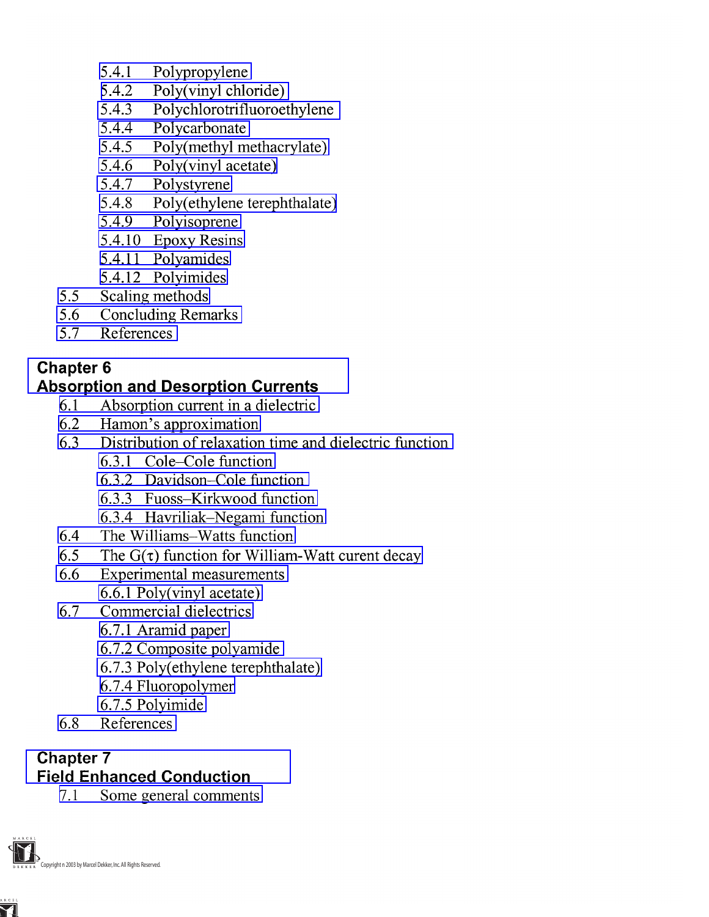- 5.4.1 Polypropylene
- 5.4.2 Poly(vinyl chloride)
- 5.4.3 Polychlorotrifluoroethylene
- 5.4.4 Polycarbonate
- 5.4.5 Poly(methyl methacrylate)
- 5.4.6 Poly(vinyl acetate)
- 5.4.7 Polystyrene
- 5.4.8 Poly(ethylene terephthalate)
- 5.4.9 Polyisoprene
- 5.4.10 Epoxy Resins
- 5.4.11 Polyamides
- 5.4.12 Polyimides

5.5 Scaling methods

5.6 Concluding Remarks

5.7 References

## Chapter 6
## Absorption and Desorption Currents

6.1 Absorption current in a dielectric

6.2 Hamon's approximation

6.3 Distribution of relaxation time and dielectric function

- 6.3.1 Cole–Cole function
- 6.3.2 Davidson–Cole function
- 6.3.3 Fuoss–Kirkwood function
- 6.3.4 Havriliak–Negami function

6.4 The Williams–Watts function

6.5 The G(τ) function for William-Watt curent decay

6.6 Experimental measurements

- 6.6.1 Poly(vinyl acetate)

6.7 Commercial dielectrics

- 6.7.1 Aramid paper
- 6.7.2 Composite polyamide
- 6.7.3 Poly(ethylene terephthalate)
- 6.7.4 Fluoropolymer
- 6.7.5 Polyimide

6.8 References

## Chapter 7
## Field Enhanced Conduction

7.1 Some general comments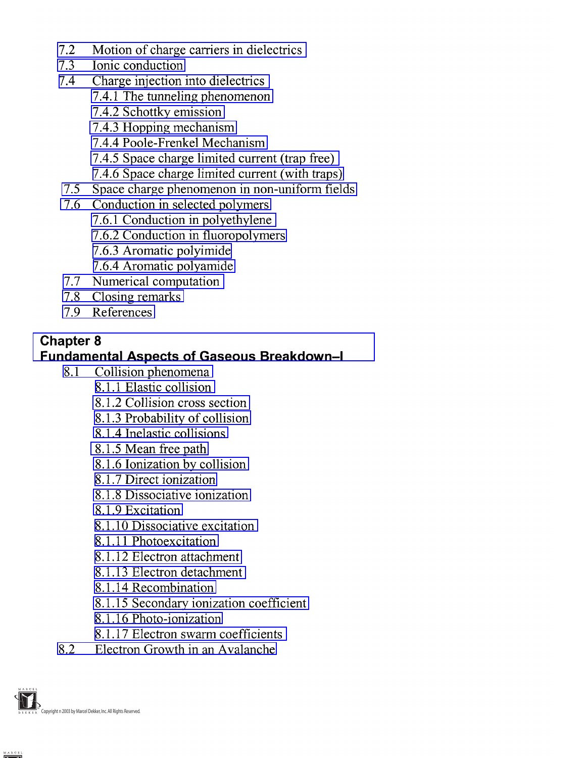- 7.2 Motion of charge carriers in dielectrics
- 7.3 Ionic conduction
- 7.4 Charge injection into dielectrics
  - 7.4.1 The tunneling phenomenon
  - 7.4.2 Schottky emission
  - 7.4.3 Hopping mechanism
  - 7.4.4 Poole-Frenkel Mechanism
  - 7.4.5 Space charge limited current (trap free)
  - 7.4.6 Space charge limited current (with traps)
- 7.5 Space charge phenomenon in non-uniform fields
- 7.6 Conduction in selected polymers
  - 7.6.1 Conduction in polyethylene
  - 7.6.2 Conduction in fluoropolymers
  - 7.6.3 Aromatic polyimide
  - 7.6.4 Aromatic polyamide
- 7.7 Numerical computation
- 7.8 Closing remarks
- 7.9 References

## Chapter 8
## Fundamental Aspects of Gaseous Breakdown–I

- 8.1 Collision phenomena
  - 8.1.1 Elastic collision
  - 8.1.2 Collision cross section
  - 8.1.3 Probability of collision
  - 8.1.4 Inelastic collisions
  - 8.1.5 Mean free path
  - 8.1.6 Ionization by collision
  - 8.1.7 Direct ionization
  - 8.1.8 Dissociative ionization
  - 8.1.9 Excitation
  - 8.1.10 Dissociative excitation
  - 8.1.11 Photoexcitation
  - 8.1.12 Electron attachment
  - 8.1.13 Electron detachment
  - 8.1.14 Recombination
  - 8.1.15 Secondary ionization coefficient
  - 8.1.16 Photo-ionization
  - 8.1.17 Electron swarm coefficients
- 8.2 Electron Growth in an Avalanche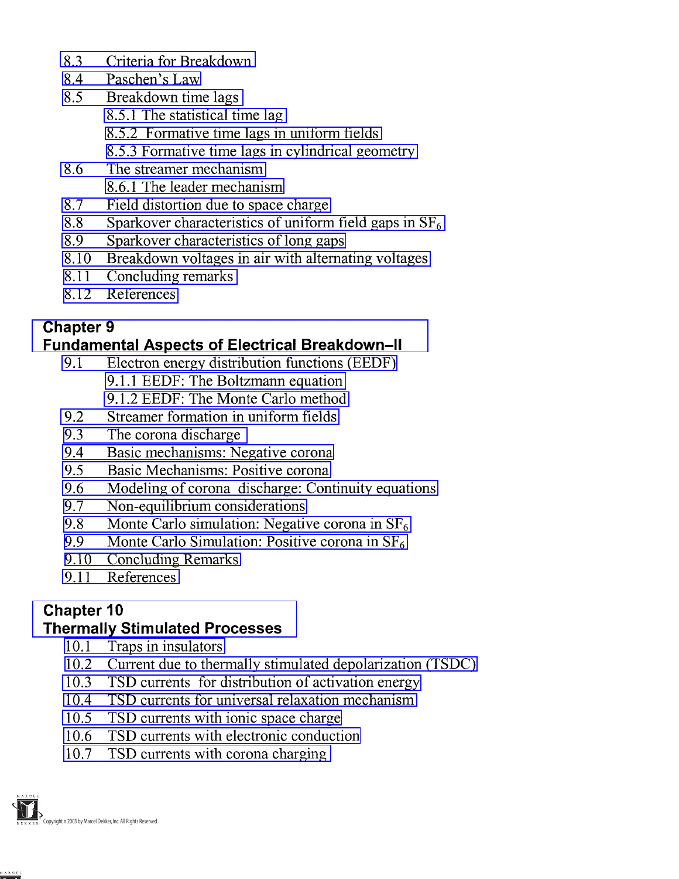8.3 Criteria for Breakdown
8.4 Paschen's Law
8.5 Breakdown time lags
  8.5.1 The statistical time lag
  8.5.2 Formative time lags in uniform fields
  8.5.3 Formative time lags in cylindrical geometry
8.6 The streamer mechanism
  8.6.1 The leader mechanism
8.7 Field distortion due to space charge
8.8 Sparkover characteristics of uniform field gaps in $SF_6$
8.9 Sparkover characteristics of long gaps
8.10 Breakdown voltages in air with alternating voltages
8.11 Concluding remarks
8.12 References

## Chapter 9
## Fundamental Aspects of Electrical Breakdown–II

9.1 Electron energy distribution functions (EEDF)
  9.1.1 EEDF: The Boltzmann equation
  9.1.2 EEDF: The Monte Carlo method
9.2 Streamer formation in uniform fields
9.3 The corona discharge
9.4 Basic mechanisms: Negative corona
9.5 Basic Mechanisms: Positive corona
9.6 Modeling of corona discharge: Continuity equations
9.7 Non-equilibrium considerations
9.8 Monte Carlo simulation: Negative corona in $SF_6$
9.9 Monte Carlo Simulation: Positive corona in $SF_6$
9.10 Concluding Remarks
9.11 References

## Chapter 10
## Thermally Stimulated Processes

10.1 Traps in insulators
10.2 Current due to thermally stimulated depolarization (TSDC)
10.3 TSD currents for distribution of activation energy
10.4 TSD currents for universal relaxation mechanism
10.5 TSD currents with ionic space charge
10.6 TSD currents with electronic conduction
10.7 TSD currents with corona charging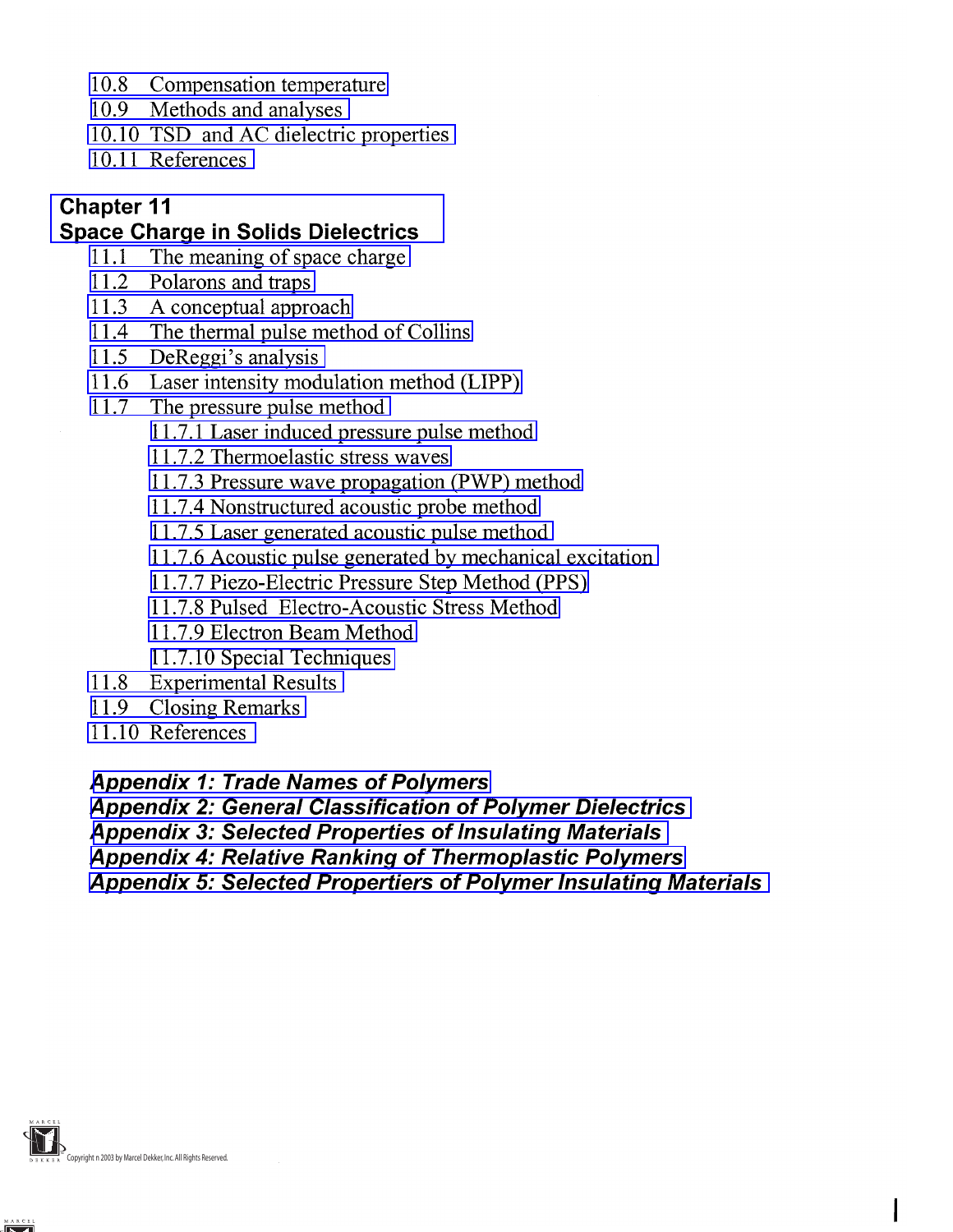10.8 Compensation temperature
10.9 Methods and analyses
10.10 TSD and AC dielectric properties
10.11 References

## Chapter 11
## Space Charge in Solids Dielectrics

11.1 The meaning of space charge
11.2 Polarons and traps
11.3 A conceptual approach
11.4 The thermal pulse method of Collins
11.5 DeReggi's analysis
11.6 Laser intensity modulation method (LIPP)
11.7 The pressure pulse method
- 11.7.1 Laser induced pressure pulse method
- 11.7.2 Thermoelastic stress waves
- 11.7.3 Pressure wave propagation (PWP) method
- 11.7.4 Nonstructured acoustic probe method
- 11.7.5 Laser generated acoustic pulse method
- 11.7.6 Acoustic pulse generated by mechanical excitation
- 11.7.7 Piezo-Electric Pressure Step Method (PPS)
- 11.7.8 Pulsed Electro-Acoustic Stress Method
- 11.7.9 Electron Beam Method
- 11.7.10 Special Techniques

11.8 Experimental Results
11.9 Closing Remarks
11.10 References

***Appendix 1: Trade Names of Polymers***
***Appendix 2: General Classification of Polymer Dielectrics***
***Appendix 3: Selected Properties of Insulating Materials***
***Appendix 4: Relative Ranking of Thermoplastic Polymers***
***Appendix 5: Selected Propertiers of Polymer Insulating Materials***